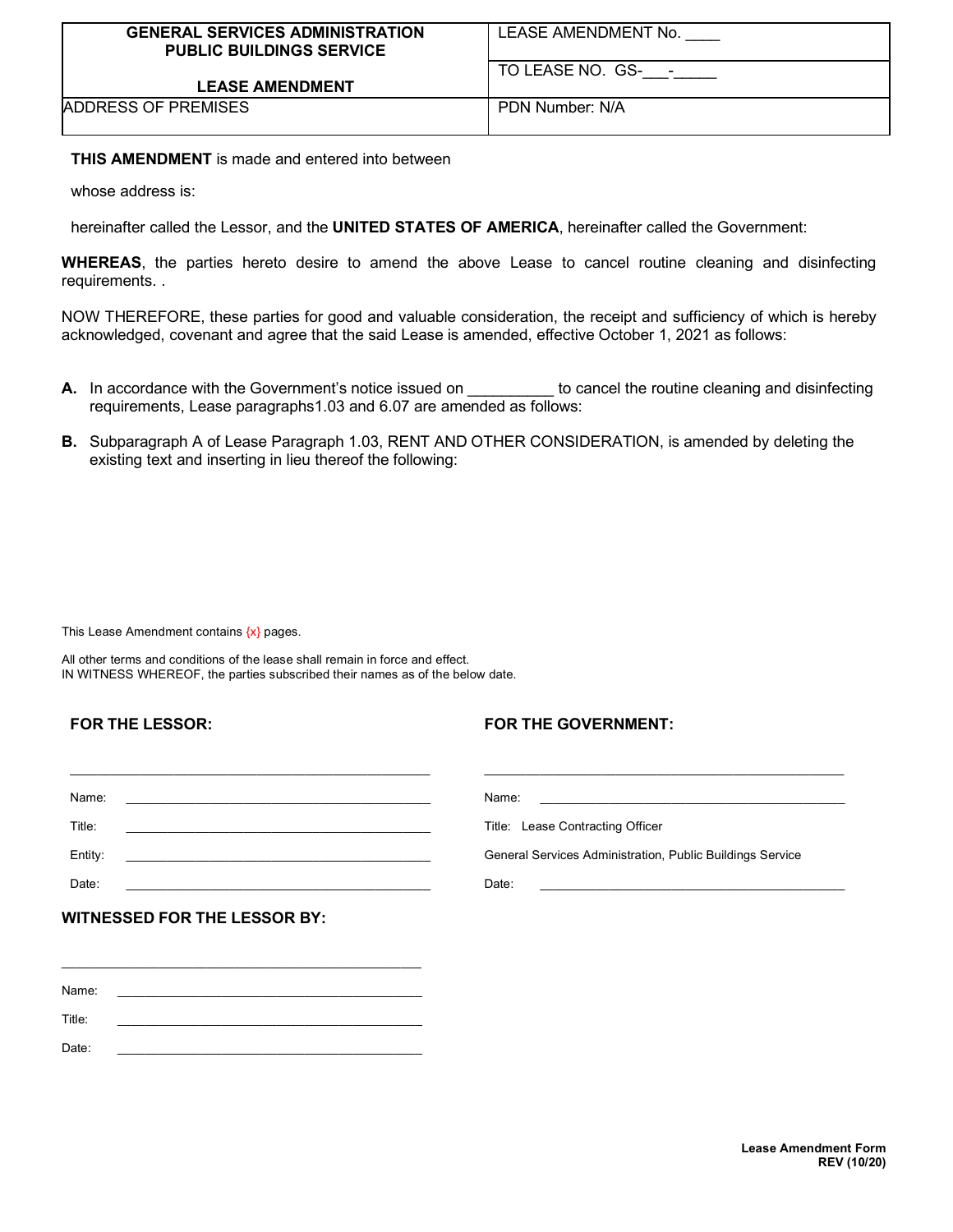| GENERAL SERVICES ADMINISTRATION PUBLIC BUILDINGS SERVICE<br><br>LEASE AMENDMENT | LEASE AMENDMENT No. ____ |
| --- | --- |
| | TO LEASE NO. GS-___-_____ |
| ADDRESS OF PREMISES | PDN Number: N/A |

**THIS AMENDMENT** is made and entered into between

whose address is:

hereinafter called the Lessor, and the **UNITED STATES OF AMERICA**, hereinafter called the Government:

**WHEREAS**, the parties hereto desire to amend the above Lease to cancel routine cleaning and disinfecting requirements. .

NOW THEREFORE, these parties for good and valuable consideration, the receipt and sufficiency of which is hereby acknowledged, covenant and agree that the said Lease is amended, effective October 1, 2021 as follows:

**A.** In accordance with the Government's notice issued on __________ to cancel the routine cleaning and disinfecting requirements, Lease paragraphs1.03 and 6.07 are amended as follows:

**B.** Subparagraph A of Lease Paragraph 1.03, RENT AND OTHER CONSIDERATION, is amended by deleting the existing text and inserting in lieu thereof the following:

This Lease Amendment contains {x} pages.

All other terms and conditions of the lease shall remain in force and effect.
IN WITNESS WHEREOF, the parties subscribed their names as of the below date.

**FOR THE LESSOR:**

_______________________________________________

Name: _______________________________________

Title: _______________________________________

Entity: _______________________________________

Date: _______________________________________

**FOR THE GOVERNMENT:**

_______________________________________________

Name: _______________________________________

Title: Lease Contracting Officer

General Services Administration, Public Buildings Service

Date: _______________________________________

**WITNESSED FOR THE LESSOR BY:**

_______________________________________________

Name: _______________________________________

Title: _______________________________________

Date: _______________________________________

**Lease Amendment Form**
**REV (10/20)**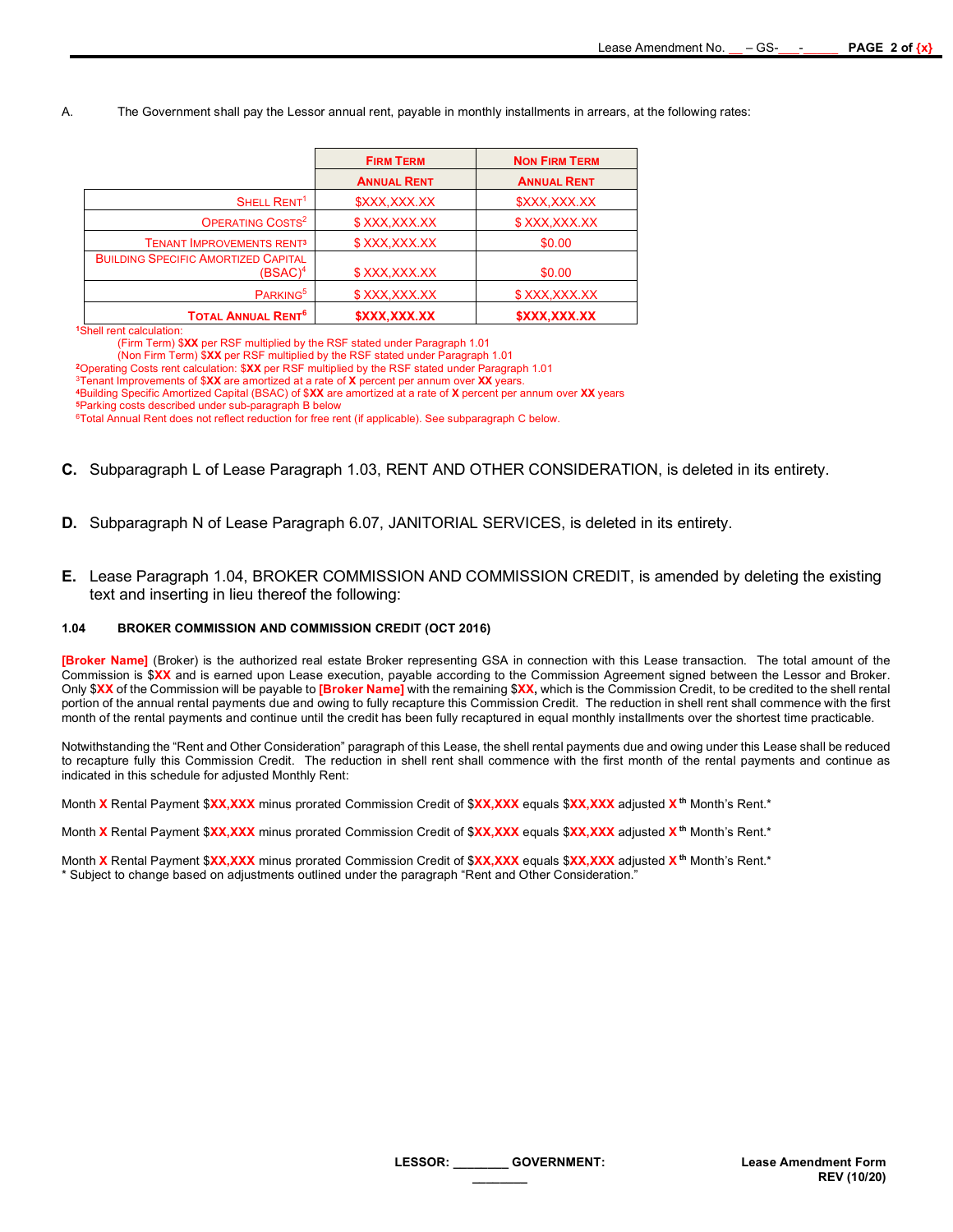A. The Government shall pay the Lessor annual rent, payable in monthly installments in arrears, at the following rates:

| | FIRM TERM ANNUAL RENT | NON FIRM TERM ANNUAL RENT |
|---|---|---|
| SHELL RENT[1] | $XXX,XXX.XX | $XXX,XXX.XX |
| OPERATING COSTS[2] | $ XXX,XXX.XX | $ XXX,XXX.XX |
| TENANT IMPROVEMENTS RENT[3] | $ XXX,XXX.XX | $0.00 |
| BUILDING SPECIFIC AMORTIZED CAPITAL (BSAC)[4] | $ XXX,XXX.XX | $0.00 |
| PARKING[5] | $ XXX,XXX.XX | $ XXX,XXX.XX |
| **TOTAL ANNUAL RENT[6]** | **$XXX,XXX.XX** | **$XXX,XXX.XX** |

[1]Shell rent calculation:
(Firm Term) $**XX** per RSF multiplied by the RSF stated under Paragraph 1.01
(Non Firm Term) $**XX** per RSF multiplied by the RSF stated under Paragraph 1.01
[2]Operating Costs rent calculation: $**XX** per RSF multiplied by the RSF stated under Paragraph 1.01
[3]Tenant Improvements of $**XX** are amortized at a rate of **X** percent per annum over **XX** years.
[4]Building Specific Amortized Capital (BSAC) of $**XX** are amortized at a rate of **X** percent per annum over **XX** years
[5]Parking costs described under sub-paragraph B below
[6]Total Annual Rent does not reflect reduction for free rent (if applicable). See subparagraph C below.

**C.** Subparagraph L of Lease Paragraph 1.03, RENT AND OTHER CONSIDERATION, is deleted in its entirety.

**D.** Subparagraph N of Lease Paragraph 6.07, JANITORIAL SERVICES, is deleted in its entirety.

**E.** Lease Paragraph 1.04, BROKER COMMISSION AND COMMISSION CREDIT, is amended by deleting the existing text and inserting in lieu thereof the following:

**1.04 BROKER COMMISSION AND COMMISSION CREDIT (OCT 2016)**

**[Broker Name]** (Broker) is the authorized real estate Broker representing GSA in connection with this Lease transaction. The total amount of the Commission is $**XX** and is earned upon Lease execution, payable according to the Commission Agreement signed between the Lessor and Broker. Only $**XX** of the Commission will be payable to **[Broker Name]** with the remaining $**XX**, which is the Commission Credit, to be credited to the shell rental portion of the annual rental payments due and owing to fully recapture this Commission Credit. The reduction in shell rent shall commence with the first month of the rental payments and continue until the credit has been fully recaptured in equal monthly installments over the shortest time practicable.

Notwithstanding the "Rent and Other Consideration" paragraph of this Lease, the shell rental payments due and owing under this Lease shall be reduced to recapture fully this Commission Credit. The reduction in shell rent shall commence with the first month of the rental payments and continue as indicated in this schedule for adjusted Monthly Rent:

Month **X** Rental Payment $**XX,XXX** minus prorated Commission Credit of $**XX,XXX** equals $**XX,XXX** adjusted **X**th Month's Rent.*

Month **X** Rental Payment $**XX,XXX** minus prorated Commission Credit of $**XX,XXX** equals $**XX,XXX** adjusted **X**th Month's Rent.*

Month **X** Rental Payment $**XX,XXX** minus prorated Commission Credit of $**XX,XXX** equals $**XX,XXX** adjusted **X**th Month's Rent.*
* Subject to change based on adjustments outlined under the paragraph "Rent and Other Consideration."

**LESSOR: ________ GOVERNMENT: ________**